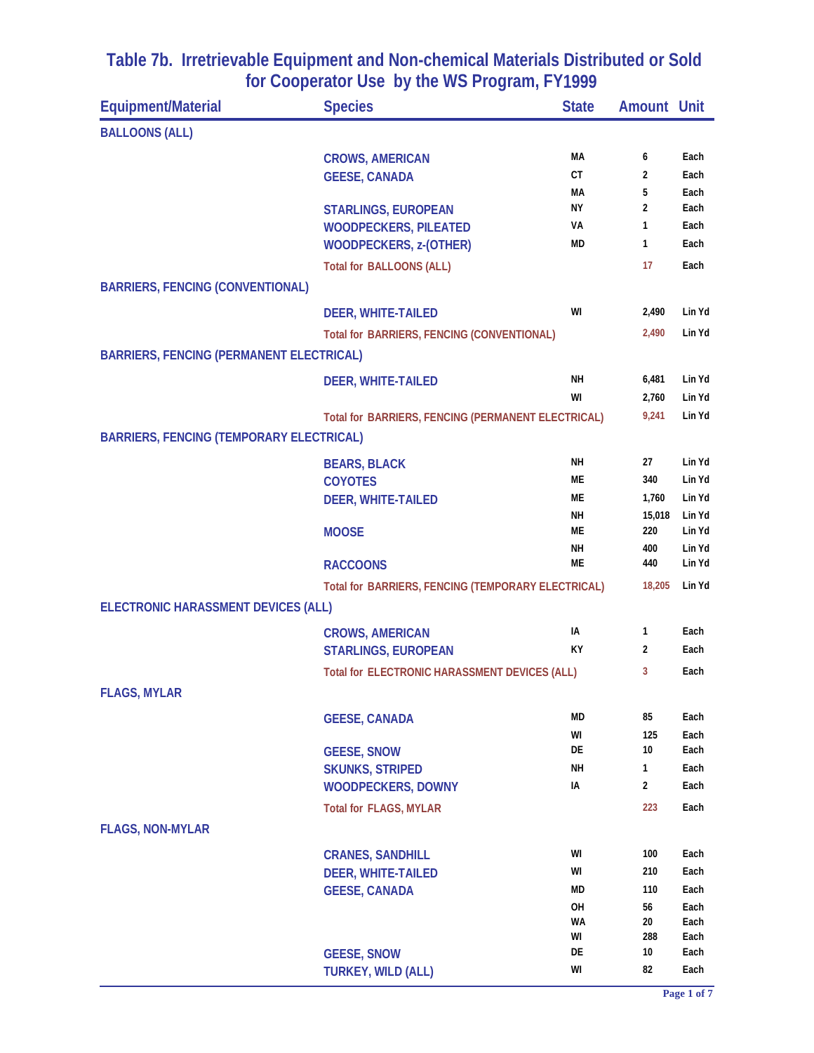# Table 7b. Irretrievable Equipment and Non-chemical Materials Distributed or Sold for Cooperator Use by the WS Program, FY1999

| Equipment/Material | Species | State | Amount | Unit |
|---|---|---|---|---|
| BALLOONS (ALL) | | | | |
| | CROWS, AMERICAN | MA | 6 | Each |
| | GEESE, CANADA | CT | 2 | Each |
| | | MA | 5 | Each |
| | STARLINGS, EUROPEAN | NY | 2 | Each |
| | WOODPECKERS, PILEATED | VA | 1 | Each |
| | WOODPECKERS, z-(OTHER) | MD | 1 | Each |
| | Total for BALLOONS (ALL) | | 17 | Each |
| BARRIERS, FENCING (CONVENTIONAL) | | | | |
| | DEER, WHITE-TAILED | WI | 2,490 | Lin Yd |
| | Total for BARRIERS, FENCING (CONVENTIONAL) | | 2,490 | Lin Yd |
| BARRIERS, FENCING (PERMANENT ELECTRICAL) | | | | |
| | DEER, WHITE-TAILED | NH | 6,481 | Lin Yd |
| | | WI | 2,760 | Lin Yd |
| | Total for BARRIERS, FENCING (PERMANENT ELECTRICAL) | | 9,241 | Lin Yd |
| BARRIERS, FENCING (TEMPORARY ELECTRICAL) | | | | |
| | BEARS, BLACK | NH | 27 | Lin Yd |
| | COYOTES | ME | 340 | Lin Yd |
| | DEER, WHITE-TAILED | ME | 1,760 | Lin Yd |
| | | NH | 15,018 | Lin Yd |
| | MOOSE | ME | 220 | Lin Yd |
| | | NH | 400 | Lin Yd |
| | RACCOONS | ME | 440 | Lin Yd |
| | Total for BARRIERS, FENCING (TEMPORARY ELECTRICAL) | | 18,205 | Lin Yd |
| ELECTRONIC HARASSMENT DEVICES (ALL) | | | | |
| | CROWS, AMERICAN | IA | 1 | Each |
| | STARLINGS, EUROPEAN | KY | 2 | Each |
| | Total for ELECTRONIC HARASSMENT DEVICES (ALL) | | 3 | Each |
| FLAGS, MYLAR | | | | |
| | GEESE, CANADA | MD | 85 | Each |
| | | WI | 125 | Each |
| | GEESE, SNOW | DE | 10 | Each |
| | SKUNKS, STRIPED | NH | 1 | Each |
| | WOODPECKERS, DOWNY | IA | 2 | Each |
| | Total for FLAGS, MYLAR | | 223 | Each |
| FLAGS, NON-MYLAR | | | | |
| | CRANES, SANDHILL | WI | 100 | Each |
| | DEER, WHITE-TAILED | WI | 210 | Each |
| | GEESE, CANADA | MD | 110 | Each |
| | | OH | 56 | Each |
| | | WA | 20 | Each |
| | | WI | 288 | Each |
| | GEESE, SNOW | DE | 10 | Each |
| | TURKEY, WILD (ALL) | WI | 82 | Each |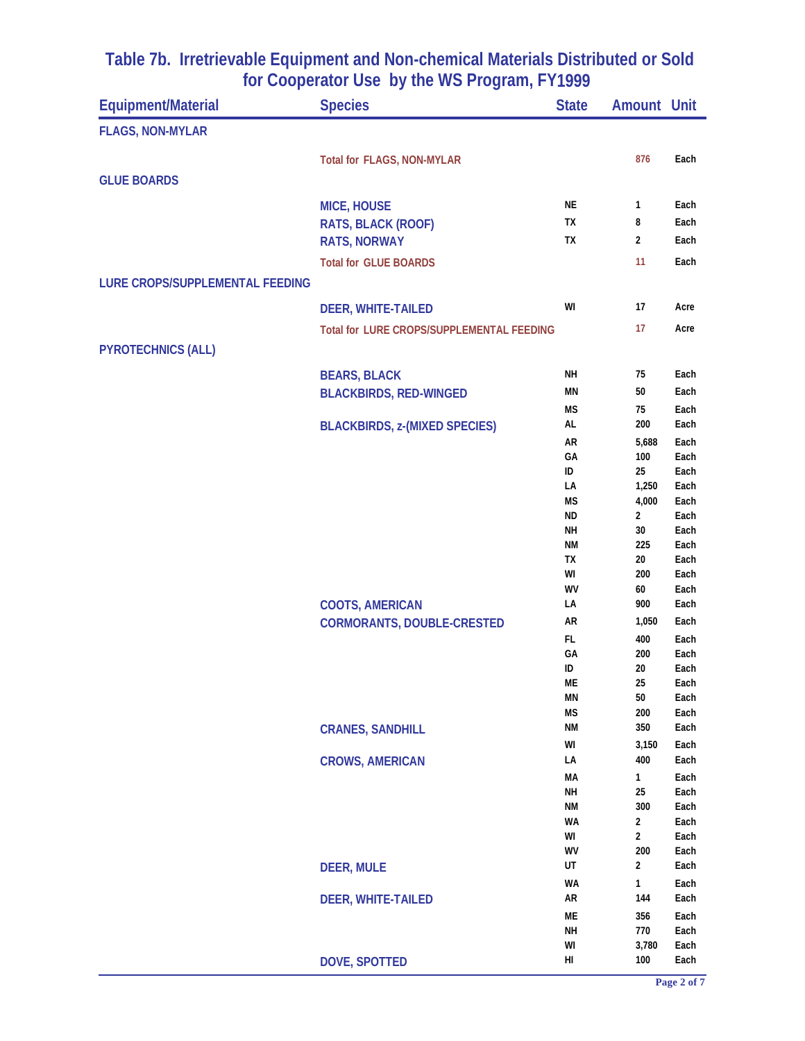# Table 7b. Irretrievable Equipment and Non-chemical Materials Distributed or Sold for Cooperator Use by the WS Program, FY1999

| Equipment/Material | Species | State | Amount | Unit |
|---|---|---|---|---|
| FLAGS, NON-MYLAR | | | | |
| | Total for FLAGS, NON-MYLAR | | 876 | Each |
| GLUE BOARDS | | | | |
| | MICE, HOUSE | NE | 1 | Each |
| | RATS, BLACK (ROOF) | TX | 8 | Each |
| | RATS, NORWAY | TX | 2 | Each |
| | Total for GLUE BOARDS | | 11 | Each |
| LURE CROPS/SUPPLEMENTAL FEEDING | | | | |
| | DEER, WHITE-TAILED | WI | 17 | Acre |
| | Total for LURE CROPS/SUPPLEMENTAL FEEDING | | 17 | Acre |
| PYROTECHNICS (ALL) | | | | |
| | BEARS, BLACK | NH | 75 | Each |
| | BLACKBIRDS, RED-WINGED | MN | 50 | Each |
| | | MS | 75 | Each |
| | BLACKBIRDS, z-(MIXED SPECIES) | AL | 200 | Each |
| | | AR | 5,688 | Each |
| | | GA | 100 | Each |
| | | ID | 25 | Each |
| | | LA | 1,250 | Each |
| | | MS | 4,000 | Each |
| | | ND | 2 | Each |
| | | NH | 30 | Each |
| | | NM | 225 | Each |
| | | TX | 20 | Each |
| | | WI | 200 | Each |
| | | WV | 60 | Each |
| | COOTS, AMERICAN | LA | 900 | Each |
| | CORMORANTS, DOUBLE-CRESTED | AR | 1,050 | Each |
| | | FL | 400 | Each |
| | | GA | 200 | Each |
| | | ID | 20 | Each |
| | | ME | 25 | Each |
| | | MN | 50 | Each |
| | | MS | 200 | Each |
| | CRANES, SANDHILL | NM | 350 | Each |
| | | WI | 3,150 | Each |
| | CROWS, AMERICAN | LA | 400 | Each |
| | | MA | 1 | Each |
| | | NH | 25 | Each |
| | | NM | 300 | Each |
| | | WA | 2 | Each |
| | | WI | 2 | Each |
| | | WV | 200 | Each |
| | DEER, MULE | UT | 2 | Each |
| | | WA | 1 | Each |
| | DEER, WHITE-TAILED | AR | 144 | Each |
| | | ME | 356 | Each |
| | | NH | 770 | Each |
| | | WI | 3,780 | Each |
| | DOVE, SPOTTED | HI | 100 | Each |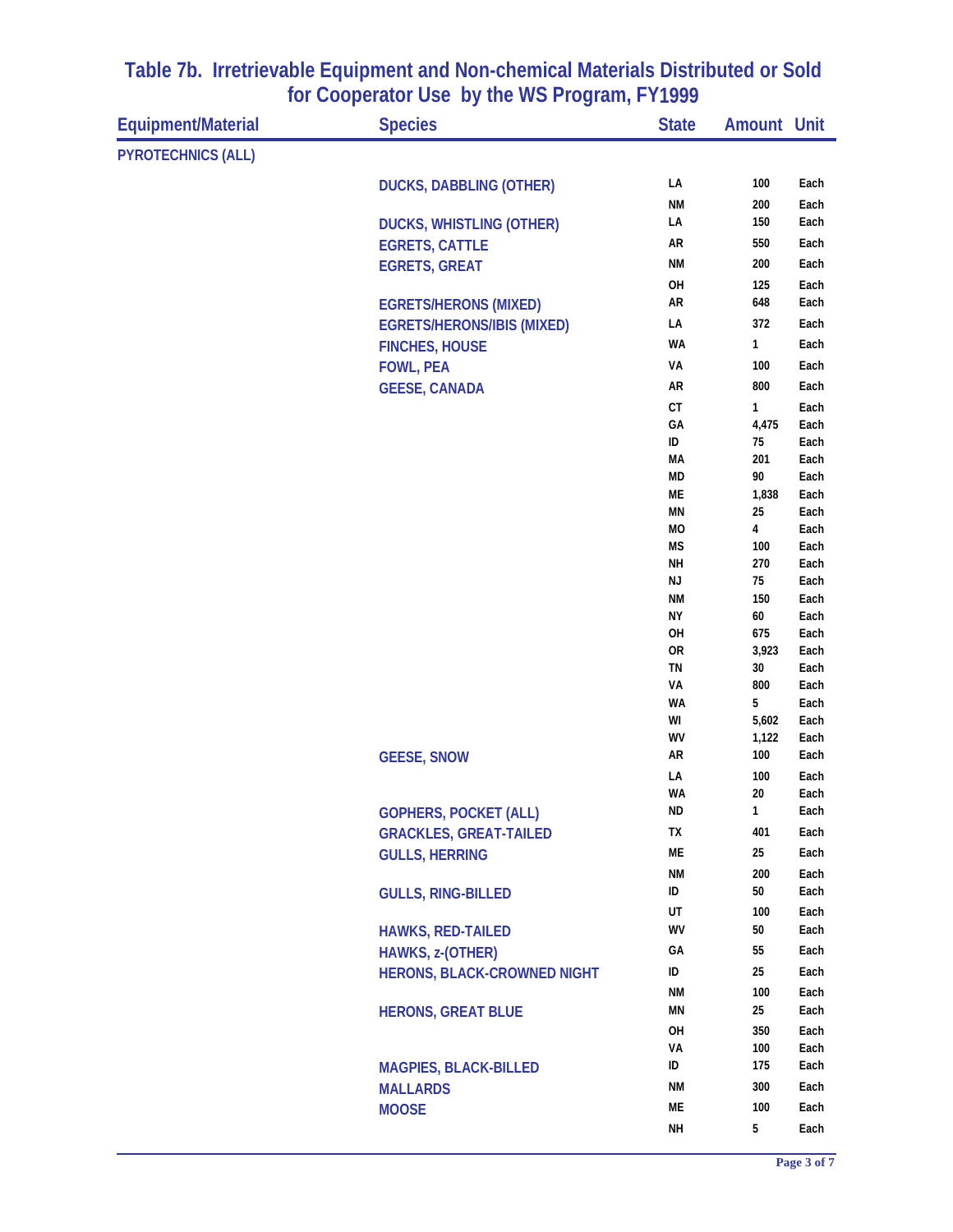# Table 7b. Irretrievable Equipment and Non-chemical Materials Distributed or Sold for Cooperator Use by the WS Program, FY1999

| Equipment/Material | Species | State | Amount | Unit |
|---|---|---|---|---|
| PYROTECHNICS (ALL) | | | | |
| | DUCKS, DABBLING (OTHER) | LA | 100 | Each |
| | | NM | 200 | Each |
| | DUCKS, WHISTLING (OTHER) | LA | 150 | Each |
| | EGRETS, CATTLE | AR | 550 | Each |
| | EGRETS, GREAT | NM | 200 | Each |
| | | OH | 125 | Each |
| | EGRETS/HERONS (MIXED) | AR | 648 | Each |
| | EGRETS/HERONS/IBIS (MIXED) | LA | 372 | Each |
| | FINCHES, HOUSE | WA | 1 | Each |
| | FOWL, PEA | VA | 100 | Each |
| | GEESE, CANADA | AR | 800 | Each |
| | | CT | 1 | Each |
| | | GA | 4,475 | Each |
| | | ID | 75 | Each |
| | | MA | 201 | Each |
| | | MD | 90 | Each |
| | | ME | 1,838 | Each |
| | | MN | 25 | Each |
| | | MO | 4 | Each |
| | | MS | 100 | Each |
| | | NH | 270 | Each |
| | | NJ | 75 | Each |
| | | NM | 150 | Each |
| | | NY | 60 | Each |
| | | OH | 675 | Each |
| | | OR | 3,923 | Each |
| | | TN | 30 | Each |
| | | VA | 800 | Each |
| | | WA | 5 | Each |
| | | WI | 5,602 | Each |
| | | WV | 1,122 | Each |
| | GEESE, SNOW | AR | 100 | Each |
| | | LA | 100 | Each |
| | | WA | 20 | Each |
| | GOPHERS, POCKET (ALL) | ND | 1 | Each |
| | GRACKLES, GREAT-TAILED | TX | 401 | Each |
| | GULLS, HERRING | ME | 25 | Each |
| | | NM | 200 | Each |
| | GULLS, RING-BILLED | ID | 50 | Each |
| | | UT | 100 | Each |
| | HAWKS, RED-TAILED | WV | 50 | Each |
| | HAWKS, z-(OTHER) | GA | 55 | Each |
| | HERONS, BLACK-CROWNED NIGHT | ID | 25 | Each |
| | | NM | 100 | Each |
| | HERONS, GREAT BLUE | MN | 25 | Each |
| | | OH | 350 | Each |
| | | VA | 100 | Each |
| | MAGPIES, BLACK-BILLED | ID | 175 | Each |
| | MALLARDS | NM | 300 | Each |
| | MOOSE | ME | 100 | Each |
| | | NH | 5 | Each |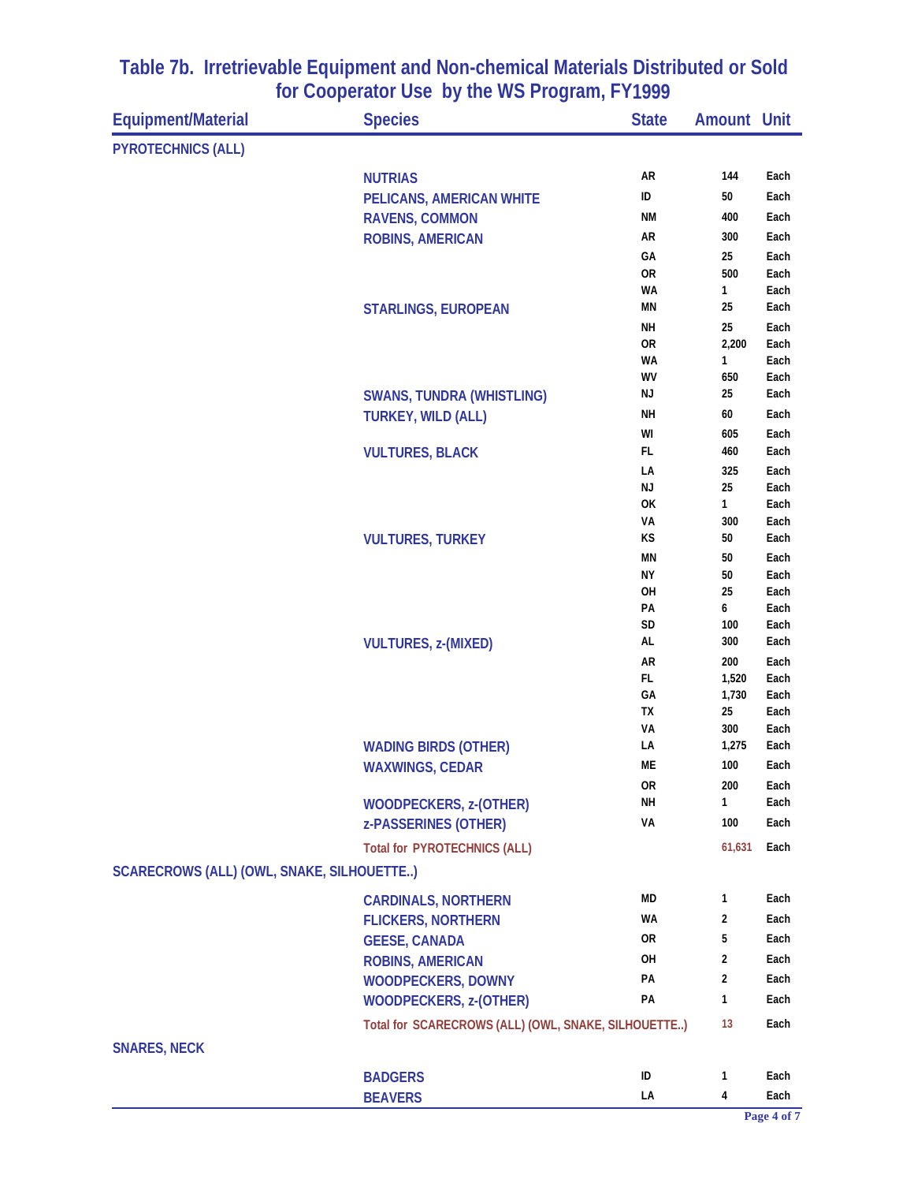# Table 7b. Irretrievable Equipment and Non-chemical Materials Distributed or Sold for Cooperator Use by the WS Program, FY1999

| Equipment/Material | Species | State | Amount | Unit |
|---|---|---|---|---|
| PYROTECHNICS (ALL) | | | | |
| | NUTRIAS | AR | 144 | Each |
| | PELICANS, AMERICAN WHITE | ID | 50 | Each |
| | RAVENS, COMMON | NM | 400 | Each |
| | ROBINS, AMERICAN | AR | 300 | Each |
| | | GA | 25 | Each |
| | | OR | 500 | Each |
| | | WA | 1 | Each |
| | STARLINGS, EUROPEAN | MN | 25 | Each |
| | | NH | 25 | Each |
| | | OR | 2,200 | Each |
| | | WA | 1 | Each |
| | | WV | 650 | Each |
| | SWANS, TUNDRA (WHISTLING) | NJ | 25 | Each |
| | TURKEY, WILD (ALL) | NH | 60 | Each |
| | | WI | 605 | Each |
| | VULTURES, BLACK | FL | 460 | Each |
| | | LA | 325 | Each |
| | | NJ | 25 | Each |
| | | OK | 1 | Each |
| | | VA | 300 | Each |
| | VULTURES, TURKEY | KS | 50 | Each |
| | | MN | 50 | Each |
| | | NY | 50 | Each |
| | | OH | 25 | Each |
| | | PA | 6 | Each |
| | | SD | 100 | Each |
| | VULTURES, z-(MIXED) | AL | 300 | Each |
| | | AR | 200 | Each |
| | | FL | 1,520 | Each |
| | | GA | 1,730 | Each |
| | | TX | 25 | Each |
| | | VA | 300 | Each |
| | WADING BIRDS (OTHER) | LA | 1,275 | Each |
| | WAXWINGS, CEDAR | ME | 100 | Each |
| | | OR | 200 | Each |
| | WOODPECKERS, z-(OTHER) | NH | 1 | Each |
| | z-PASSERINES (OTHER) | VA | 100 | Each |
| | Total for PYROTECHNICS (ALL) | | 61,631 | Each |
| SCARECROWS (ALL) (OWL, SNAKE, SILHOUETTE..) | | | | |
| | CARDINALS, NORTHERN | MD | 1 | Each |
| | FLICKERS, NORTHERN | WA | 2 | Each |
| | GEESE, CANADA | OR | 5 | Each |
| | ROBINS, AMERICAN | OH | 2 | Each |
| | WOODPECKERS, DOWNY | PA | 2 | Each |
| | WOODPECKERS, z-(OTHER) | PA | 1 | Each |
| | Total for SCARECROWS (ALL) (OWL, SNAKE, SILHOUETTE..) | | 13 | Each |
| SNARES, NECK | | | | |
| | BADGERS | ID | 1 | Each |
| | BEAVERS | LA | 4 | Each |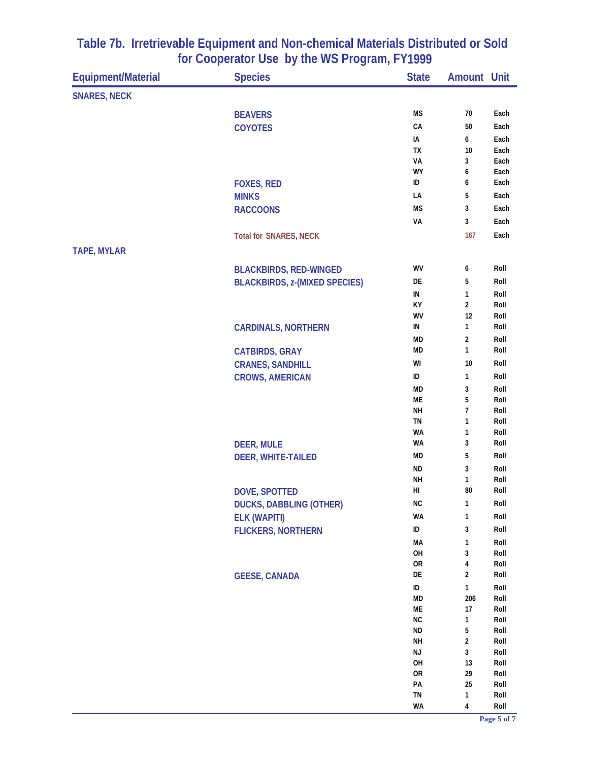# Table 7b. Irretrievable Equipment and Non-chemical Materials Distributed or Sold for Cooperator Use by the WS Program, FY1999

| Equipment/Material | Species | State | Amount | Unit |
|---|---|---|---|---|
| SNARES, NECK | | | | |
| | BEAVERS | MS | 70 | Each |
| | COYOTES | CA | 50 | Each |
| | | IA | 6 | Each |
| | | TX | 10 | Each |
| | | VA | 3 | Each |
| | | WY | 6 | Each |
| | FOXES, RED | ID | 6 | Each |
| | MINKS | LA | 5 | Each |
| | RACCOONS | MS | 3 | Each |
| | | VA | 3 | Each |
| | Total for SNARES, NECK | | 167 | Each |
| TAPE, MYLAR | | | | |
| | BLACKBIRDS, RED-WINGED | WV | 6 | Roll |
| | BLACKBIRDS, z-(MIXED SPECIES) | DE | 5 | Roll |
| | | IN | 1 | Roll |
| | | KY | 2 | Roll |
| | | WV | 12 | Roll |
| | CARDINALS, NORTHERN | IN | 1 | Roll |
| | | MD | 2 | Roll |
| | CATBIRDS, GRAY | MD | 1 | Roll |
| | CRANES, SANDHILL | WI | 10 | Roll |
| | CROWS, AMERICAN | ID | 1 | Roll |
| | | MD | 3 | Roll |
| | | ME | 5 | Roll |
| | | NH | 7 | Roll |
| | | TN | 1 | Roll |
| | | WA | 1 | Roll |
| | DEER, MULE | WA | 3 | Roll |
| | DEER, WHITE-TAILED | MD | 5 | Roll |
| | | ND | 3 | Roll |
| | | NH | 1 | Roll |
| | DOVE, SPOTTED | HI | 80 | Roll |
| | DUCKS, DABBLING (OTHER) | NC | 1 | Roll |
| | ELK (WAPITI) | WA | 1 | Roll |
| | FLICKERS, NORTHERN | ID | 3 | Roll |
| | | MA | 1 | Roll |
| | | OH | 3 | Roll |
| | | OR | 4 | Roll |
| | GEESE, CANADA | DE | 2 | Roll |
| | | ID | 1 | Roll |
| | | MD | 206 | Roll |
| | | ME | 17 | Roll |
| | | NC | 1 | Roll |
| | | ND | 5 | Roll |
| | | NH | 2 | Roll |
| | | NJ | 3 | Roll |
| | | OH | 13 | Roll |
| | | OR | 29 | Roll |
| | | PA | 25 | Roll |
| | | TN | 1 | Roll |
| | | WA | 4 | Roll |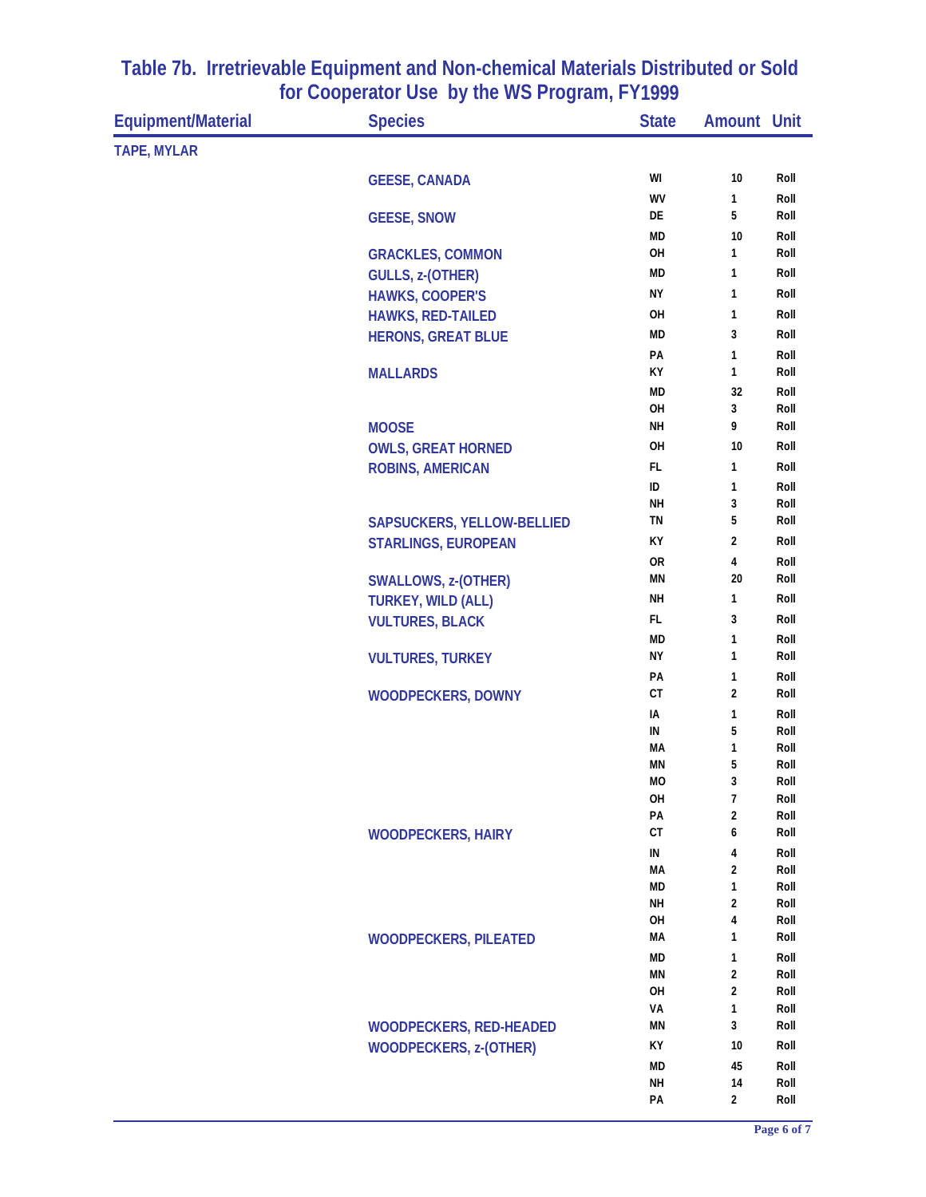# Table 7b. Irretrievable Equipment and Non-chemical Materials Distributed or Sold for Cooperator Use by the WS Program, FY1999

| Equipment/Material | Species | State | Amount | Unit |
|---|---|---|---|---|
| TAPE, MYLAR | | | | |
| | GEESE, CANADA | WI | 10 | Roll |
| | | WV | 1 | Roll |
| | GEESE, SNOW | DE | 5 | Roll |
| | | MD | 10 | Roll |
| | GRACKLES, COMMON | OH | 1 | Roll |
| | GULLS, z-(OTHER) | MD | 1 | Roll |
| | HAWKS, COOPER'S | NY | 1 | Roll |
| | HAWKS, RED-TAILED | OH | 1 | Roll |
| | HERONS, GREAT BLUE | MD | 3 | Roll |
| | | PA | 1 | Roll |
| | MALLARDS | KY | 1 | Roll |
| | | MD | 32 | Roll |
| | | OH | 3 | Roll |
| | MOOSE | NH | 9 | Roll |
| | OWLS, GREAT HORNED | OH | 10 | Roll |
| | ROBINS, AMERICAN | FL | 1 | Roll |
| | | ID | 1 | Roll |
| | | NH | 3 | Roll |
| | SAPSUCKERS, YELLOW-BELLIED | TN | 5 | Roll |
| | STARLINGS, EUROPEAN | KY | 2 | Roll |
| | | OR | 4 | Roll |
| | SWALLOWS, z-(OTHER) | MN | 20 | Roll |
| | TURKEY, WILD (ALL) | NH | 1 | Roll |
| | VULTURES, BLACK | FL | 3 | Roll |
| | | MD | 1 | Roll |
| | VULTURES, TURKEY | NY | 1 | Roll |
| | | PA | 1 | Roll |
| | WOODPECKERS, DOWNY | CT | 2 | Roll |
| | | IA | 1 | Roll |
| | | IN | 5 | Roll |
| | | MA | 1 | Roll |
| | | MN | 5 | Roll |
| | | MO | 3 | Roll |
| | | OH | 7 | Roll |
| | | PA | 2 | Roll |
| | WOODPECKERS, HAIRY | CT | 6 | Roll |
| | | IN | 4 | Roll |
| | | MA | 2 | Roll |
| | | MD | 1 | Roll |
| | | NH | 2 | Roll |
| | | OH | 4 | Roll |
| | WOODPECKERS, PILEATED | MA | 1 | Roll |
| | | MD | 1 | Roll |
| | | MN | 2 | Roll |
| | | OH | 2 | Roll |
| | | VA | 1 | Roll |
| | WOODPECKERS, RED-HEADED | MN | 3 | Roll |
| | WOODPECKERS, z-(OTHER) | KY | 10 | Roll |
| | | MD | 45 | Roll |
| | | NH | 14 | Roll |
| | | PA | 2 | Roll |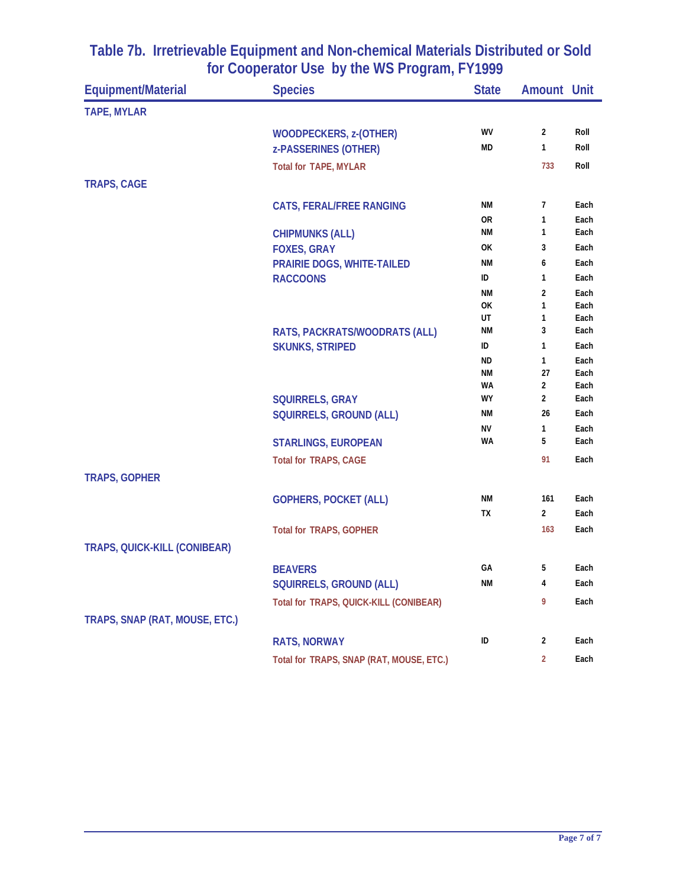# Table 7b. Irretrievable Equipment and Non-chemical Materials Distributed or Sold for Cooperator Use by the WS Program, FY1999

| Equipment/Material | Species | State | Amount | Unit |
|---|---|---|---|---|
| TAPE, MYLAR | | | | |
| | WOODPECKERS, z-(OTHER) | WV | 2 | Roll |
| | z-PASSERINES (OTHER) | MD | 1 | Roll |
| | Total for TAPE, MYLAR | | 733 | Roll |
| TRAPS, CAGE | | | | |
| | CATS, FERAL/FREE RANGING | NM | 7 | Each |
| | | OR | 1 | Each |
| | CHIPMUNKS (ALL) | NM | 1 | Each |
| | FOXES, GRAY | OK | 3 | Each |
| | PRAIRIE DOGS, WHITE-TAILED | NM | 6 | Each |
| | RACCOONS | ID | 1 | Each |
| | | NM | 2 | Each |
| | | OK | 1 | Each |
| | | UT | 1 | Each |
| | RATS, PACKRATS/WOODRATS (ALL) | NM | 3 | Each |
| | SKUNKS, STRIPED | ID | 1 | Each |
| | | ND | 1 | Each |
| | | NM | 27 | Each |
| | | WA | 2 | Each |
| | SQUIRRELS, GRAY | WY | 2 | Each |
| | SQUIRRELS, GROUND (ALL) | NM | 26 | Each |
| | | NV | 1 | Each |
| | STARLINGS, EUROPEAN | WA | 5 | Each |
| | Total for TRAPS, CAGE | | 91 | Each |
| TRAPS, GOPHER | | | | |
| | GOPHERS, POCKET (ALL) | NM | 161 | Each |
| | | TX | 2 | Each |
| | Total for TRAPS, GOPHER | | 163 | Each |
| TRAPS, QUICK-KILL (CONIBEAR) | | | | |
| | BEAVERS | GA | 5 | Each |
| | SQUIRRELS, GROUND (ALL) | NM | 4 | Each |
| | Total for TRAPS, QUICK-KILL (CONIBEAR) | | 9 | Each |
| TRAPS, SNAP (RAT, MOUSE, ETC.) | | | | |
| | RATS, NORWAY | ID | 2 | Each |
| | Total for TRAPS, SNAP (RAT, MOUSE, ETC.) | | 2 | Each |